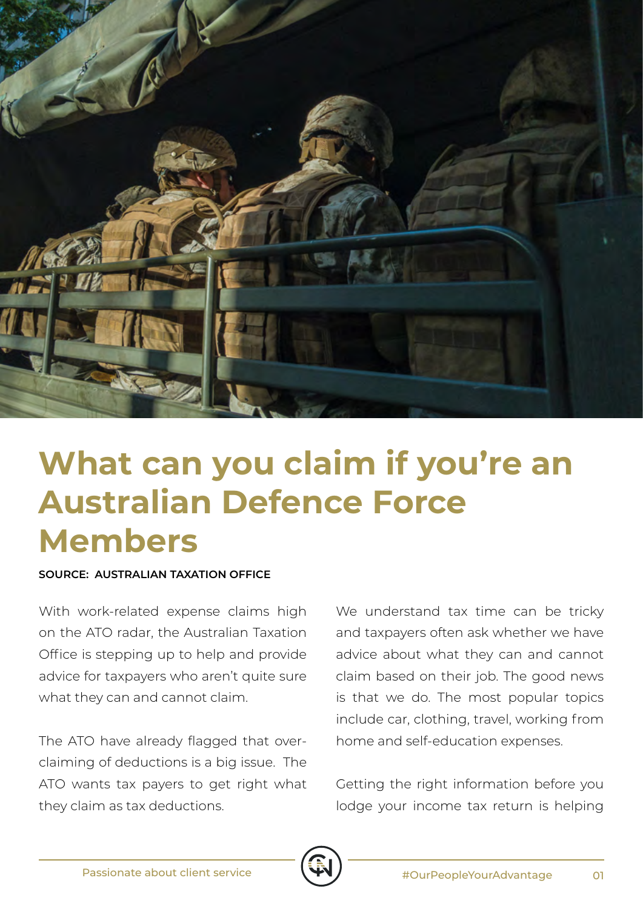# What can you claim if you're an Australian Defence Force Members

**SOURCE: AUSTRALIAN TAXATION OFFICE**

With work-related expense claims high on the ATO radar, the Australian Taxation Office is stepping up to help and provide advice for taxpayers who aren't quite sure what they can and cannot claim.

The ATO have already flagged that over-claiming of deductions is a big issue. The ATO wants tax payers to get right what they claim as tax deductions.

We understand tax time can be tricky and taxpayers often ask whether we have advice about what they can and cannot claim based on their job. The good news is that we do. The most popular topics include car, clothing, travel, working from home and self-education expenses.

Getting the right information before you lodge your income tax return is helping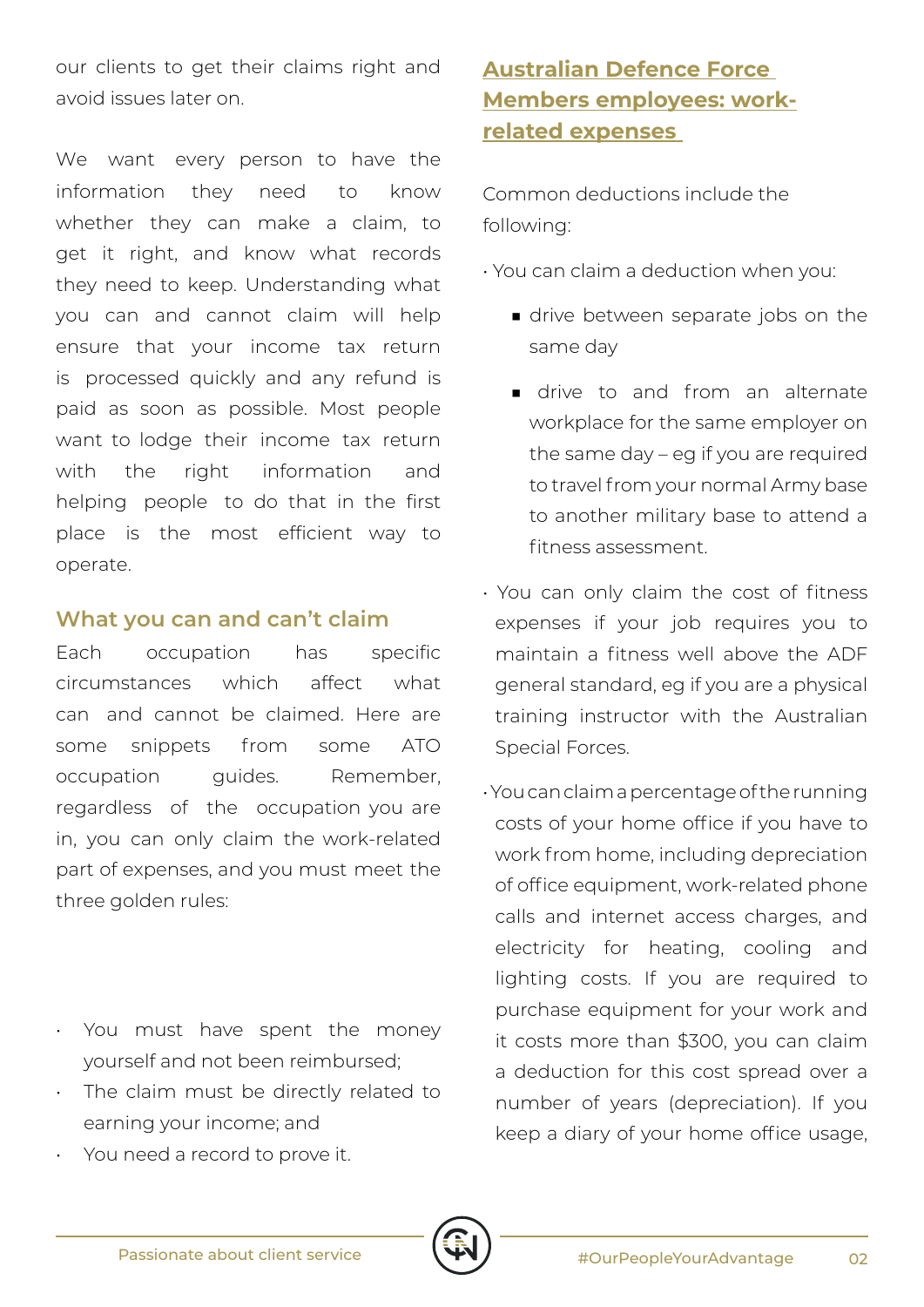our clients to get their claims right and avoid issues later on.

We want every person to have the information they need to know whether they can make a claim, to get it right, and know what records they need to keep. Understanding what you can and cannot claim will help ensure that your income tax return is processed quickly and any refund is paid as soon as possible. Most people want to lodge their income tax return with the right information and helping people to do that in the first place is the most efficient way to operate.

## What you can and can't claim

Each occupation has specific circumstances which affect what can and cannot be claimed. Here are some snippets from some ATO occupation guides. Remember, regardless of the occupation you are in, you can only claim the work-related part of expenses, and you must meet the three golden rules:

- You must have spent the money yourself and not been reimbursed;
- The claim must be directly related to earning your income; and
- You need a record to prove it.

## Australian Defence Force Members employees: work-related expenses

Common deductions include the following:

- You can claim a deduction when you:
  - drive between separate jobs on the same day
  - drive to and from an alternate workplace for the same employer on the same day – eg if you are required to travel from your normal Army base to another military base to attend a fitness assessment.
- You can only claim the cost of fitness expenses if your job requires you to maintain a fitness well above the ADF general standard, eg if you are a physical training instructor with the Australian Special Forces.
- You can claim a percentage of the running costs of your home office if you have to work from home, including depreciation of office equipment, work-related phone calls and internet access charges, and electricity for heating, cooling and lighting costs. If you are required to purchase equipment for your work and it costs more than $300, you can claim a deduction for this cost spread over a number of years (depreciation). If you keep a diary of your home office usage,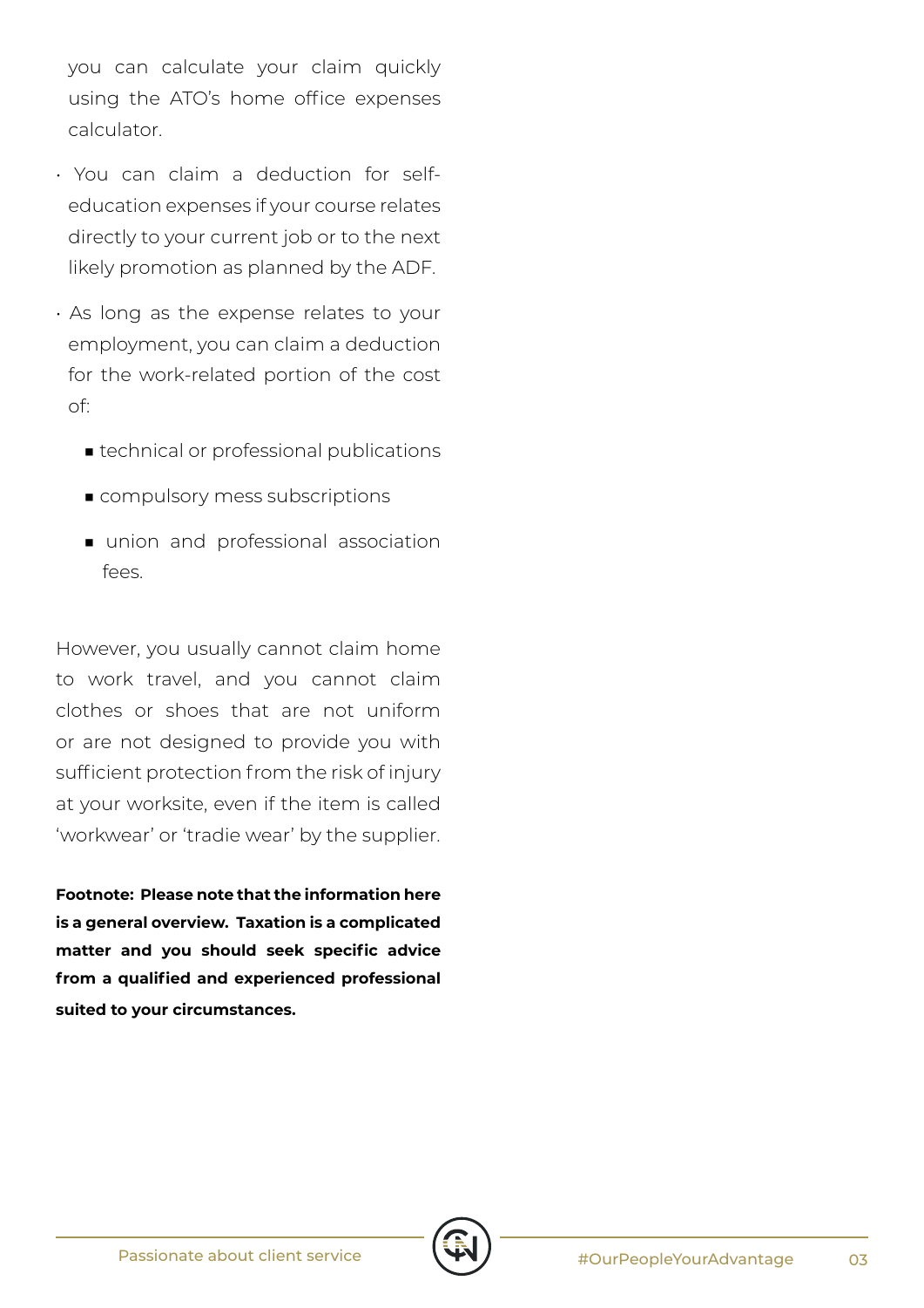you can calculate your claim quickly using the ATO's home office expenses calculator.

- You can claim a deduction for self-education expenses if your course relates directly to your current job or to the next likely promotion as planned by the ADF.
- As long as the expense relates to your employment, you can claim a deduction for the work-related portion of the cost of:
  - technical or professional publications
  - compulsory mess subscriptions
  - union and professional association fees.

However, you usually cannot claim home to work travel, and you cannot claim clothes or shoes that are not uniform or are not designed to provide you with sufficient protection from the risk of injury at your worksite, even if the item is called 'workwear' or 'tradie wear' by the supplier.

**Footnote: Please note that the information here is a general overview. Taxation is a complicated matter and you should seek specific advice from a qualified and experienced professional suited to your circumstances.**